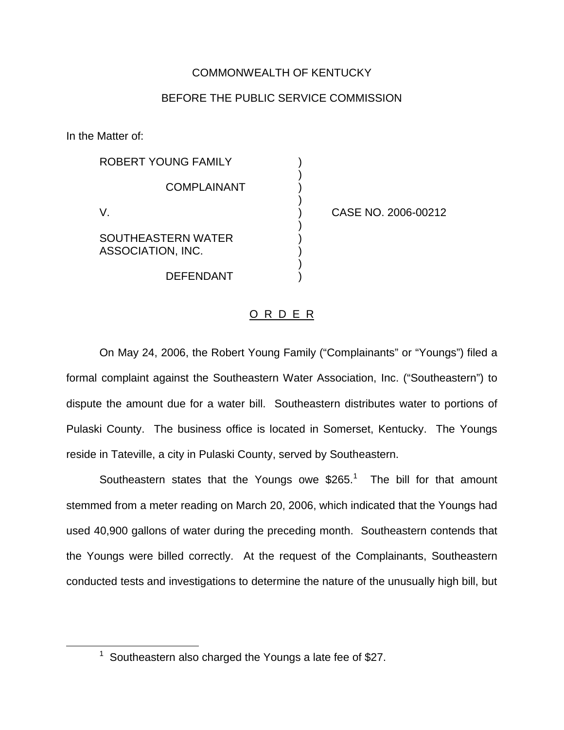COMMONWEALTH OF KENTUCKY

BEFORE THE PUBLIC SERVICE COMMISSION

In the Matter of:

| | | |
|---|---|---|
| ROBERT YOUNG FAMILY<br><br>COMPLAINANT<br><br>V.<br><br>SOUTHEASTERN WATER ASSOCIATION, INC.<br><br>DEFENDANT | ) | CASE NO. 2006-00212 |

O R D E R

On May 24, 2006, the Robert Young Family ("Complainants" or "Youngs") filed a formal complaint against the Southeastern Water Association, Inc. ("Southeastern") to dispute the amount due for a water bill. Southeastern distributes water to portions of Pulaski County. The business office is located in Somerset, Kentucky. The Youngs reside in Tateville, a city in Pulaski County, served by Southeastern.

Southeastern states that the Youngs owe $265.[1] The bill for that amount stemmed from a meter reading on March 20, 2006, which indicated that the Youngs had used 40,900 gallons of water during the preceding month. Southeastern contends that the Youngs were billed correctly. At the request of the Complainants, Southeastern conducted tests and investigations to determine the nature of the unusually high bill, but

[1] Southeastern also charged the Youngs a late fee of $27.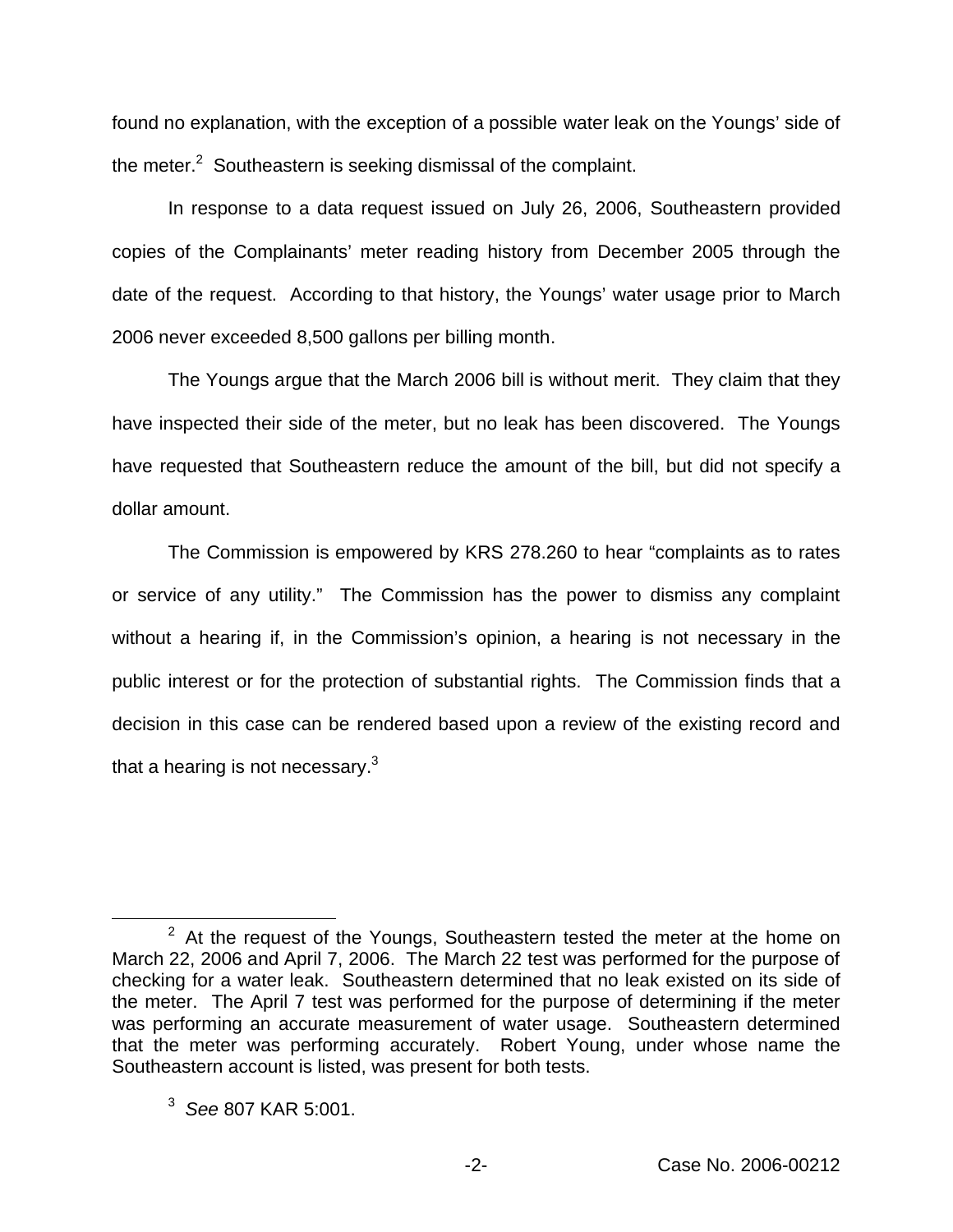found no explanation, with the exception of a possible water leak on the Youngs' side of the meter.[2] Southeastern is seeking dismissal of the complaint.

In response to a data request issued on July 26, 2006, Southeastern provided copies of the Complainants' meter reading history from December 2005 through the date of the request. According to that history, the Youngs' water usage prior to March 2006 never exceeded 8,500 gallons per billing month.

The Youngs argue that the March 2006 bill is without merit. They claim that they have inspected their side of the meter, but no leak has been discovered. The Youngs have requested that Southeastern reduce the amount of the bill, but did not specify a dollar amount.

The Commission is empowered by KRS 278.260 to hear "complaints as to rates or service of any utility." The Commission has the power to dismiss any complaint without a hearing if, in the Commission's opinion, a hearing is not necessary in the public interest or for the protection of substantial rights. The Commission finds that a decision in this case can be rendered based upon a review of the existing record and that a hearing is not necessary.[3]

---

[2] At the request of the Youngs, Southeastern tested the meter at the home on March 22, 2006 and April 7, 2006. The March 22 test was performed for the purpose of checking for a water leak. Southeastern determined that no leak existed on its side of the meter. The April 7 test was performed for the purpose of determining if the meter was performing an accurate measurement of water usage. Southeastern determined that the meter was performing accurately. Robert Young, under whose name the Southeastern account is listed, was present for both tests.

[3] *See* 807 KAR 5:001.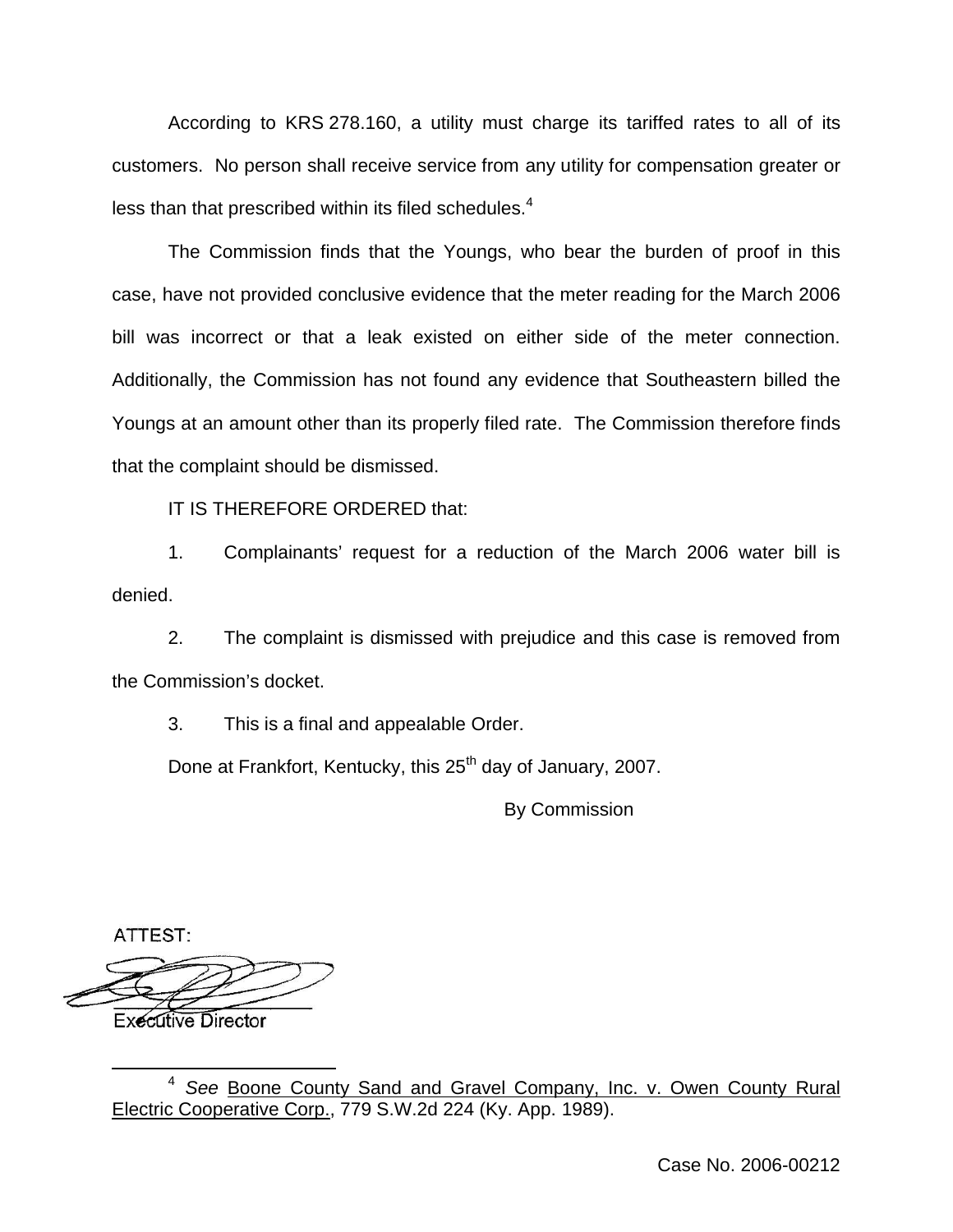According to KRS 278.160, a utility must charge its tariffed rates to all of its customers. No person shall receive service from any utility for compensation greater or less than that prescribed within its filed schedules.[4]

The Commission finds that the Youngs, who bear the burden of proof in this case, have not provided conclusive evidence that the meter reading for the March 2006 bill was incorrect or that a leak existed on either side of the meter connection. Additionally, the Commission has not found any evidence that Southeastern billed the Youngs at an amount other than its properly filed rate. The Commission therefore finds that the complaint should be dismissed.

IT IS THEREFORE ORDERED that:

1. Complainants' request for a reduction of the March 2006 water bill is denied.

2. The complaint is dismissed with prejudice and this case is removed from the Commission's docket.

3. This is a final and appealable Order.

Done at Frankfort, Kentucky, this 25th day of January, 2007.

By Commission

ATTEST:

Executive Director

---

[4] *See* Boone County Sand and Gravel Company, Inc. v. Owen County Rural Electric Cooperative Corp., 779 S.W.2d 224 (Ky. App. 1989).

Case No. 2006-00212